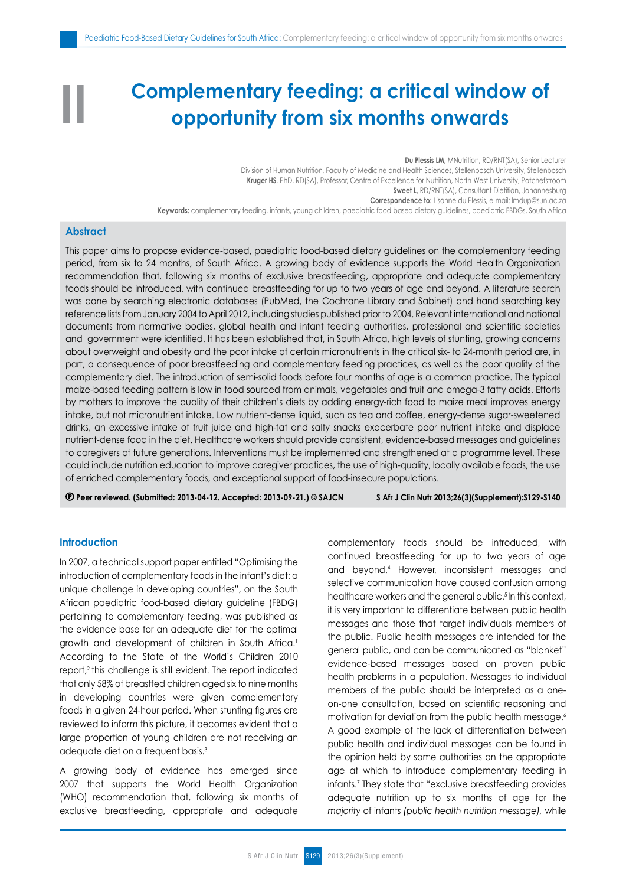# II Complementary feeding: a critical window of opportunity from six months onwards

**Du Plessis LM,** MNutrition, RD/RNT(SA), Senior Lecturer
Division of Human Nutrition, Faculty of Medicine and Health Sciences, Stellenbosch University, Stellenbosch
**Kruger HS**, PhD, RD(SA), Professor, Centre of Excellence for Nutrition, North-West University, Potchefstroom
**Sweet L**, RD/RNT(SA), Consultant Dietitian, Johannesburg
**Correspondence to:** Lisanne du Plessis, e-mail: lmdup@sun.ac.za
**Keywords:** complementary feeding, infants, young children, paediatric food-based dietary guidelines, paediatric FBDGs, South Africa

## Abstract

This paper aims to propose evidence-based, paediatric food-based dietary guidelines on the complementary feeding period, from six to 24 months, of South Africa. A growing body of evidence supports the World Health Organization recommendation that, following six months of exclusive breastfeeding, appropriate and adequate complementary foods should be introduced, with continued breastfeeding for up to two years of age and beyond. A literature search was done by searching electronic databases (PubMed, the Cochrane Library and Sabinet) and hand searching key reference lists from January 2004 to April 2012, including studies published prior to 2004. Relevant international and national documents from normative bodies, global health and infant feeding authorities, professional and scientific societies and government were identified. It has been established that, in South Africa, high levels of stunting, growing concerns about overweight and obesity and the poor intake of certain micronutrients in the critical six- to 24-month period are, in part, a consequence of poor breastfeeding and complementary feeding practices, as well as the poor quality of the complementary diet. The introduction of semi-solid foods before four months of age is a common practice. The typical maize-based feeding pattern is low in food sourced from animals, vegetables and fruit and omega-3 fatty acids. Efforts by mothers to improve the quality of their children's diets by adding energy-rich food to maize meal improves energy intake, but not micronutrient intake. Low nutrient-dense liquid, such as tea and coffee, energy-dense sugar-sweetened drinks, an excessive intake of fruit juice and high-fat and salty snacks exacerbate poor nutrient intake and displace nutrient-dense food in the diet. Healthcare workers should provide consistent, evidence-based messages and guidelines to caregivers of future generations. Interventions must be implemented and strengthened at a programme level. These could include nutrition education to improve caregiver practices, the use of high-quality, locally available foods, the use of enriched complementary foods, and exceptional support of food-insecure populations.

**Ⓟ Peer reviewed. (Submitted: 2013-04-12. Accepted: 2013-09-21.) © SAJCN** **S Afr J Clin Nutr 2013;26(3)(Supplement):S129-S140**

## Introduction

In 2007, a technical support paper entitled "Optimising the introduction of complementary foods in the infant's diet: a unique challenge in developing countries", on the South African paediatric food-based dietary guideline (FBDG) pertaining to complementary feeding, was published as the evidence base for an adequate diet for the optimal growth and development of children in South Africa.[1] According to the State of the World's Children 2010 report,[2] this challenge is still evident. The report indicated that only 58% of breastfed children aged six to nine months in developing countries were given complementary foods in a given 24-hour period. When stunting figures are reviewed to inform this picture, it becomes evident that a large proportion of young children are not receiving an adequate diet on a frequent basis.[3]

A growing body of evidence has emerged since 2007 that supports the World Health Organization (WHO) recommendation that, following six months of exclusive breastfeeding, appropriate and adequate complementary foods should be introduced, with continued breastfeeding for up to two years of age and beyond.[4] However, inconsistent messages and selective communication have caused confusion among healthcare workers and the general public.[5] In this context, it is very important to differentiate between public health messages and those that target individuals members of the public. Public health messages are intended for the general public, and can be communicated as "blanket" evidence-based messages based on proven public health problems in a population. Messages to individual members of the public should be interpreted as a one-on-one consultation, based on scientific reasoning and motivation for deviation from the public health message.[6] A good example of the lack of differentiation between public health and individual messages can be found in the opinion held by some authorities on the appropriate age at which to introduce complementary feeding in infants.[7] They state that "exclusive breastfeeding provides adequate nutrition up to six months of age for the *majority* of infants *(public health nutrition message)*, while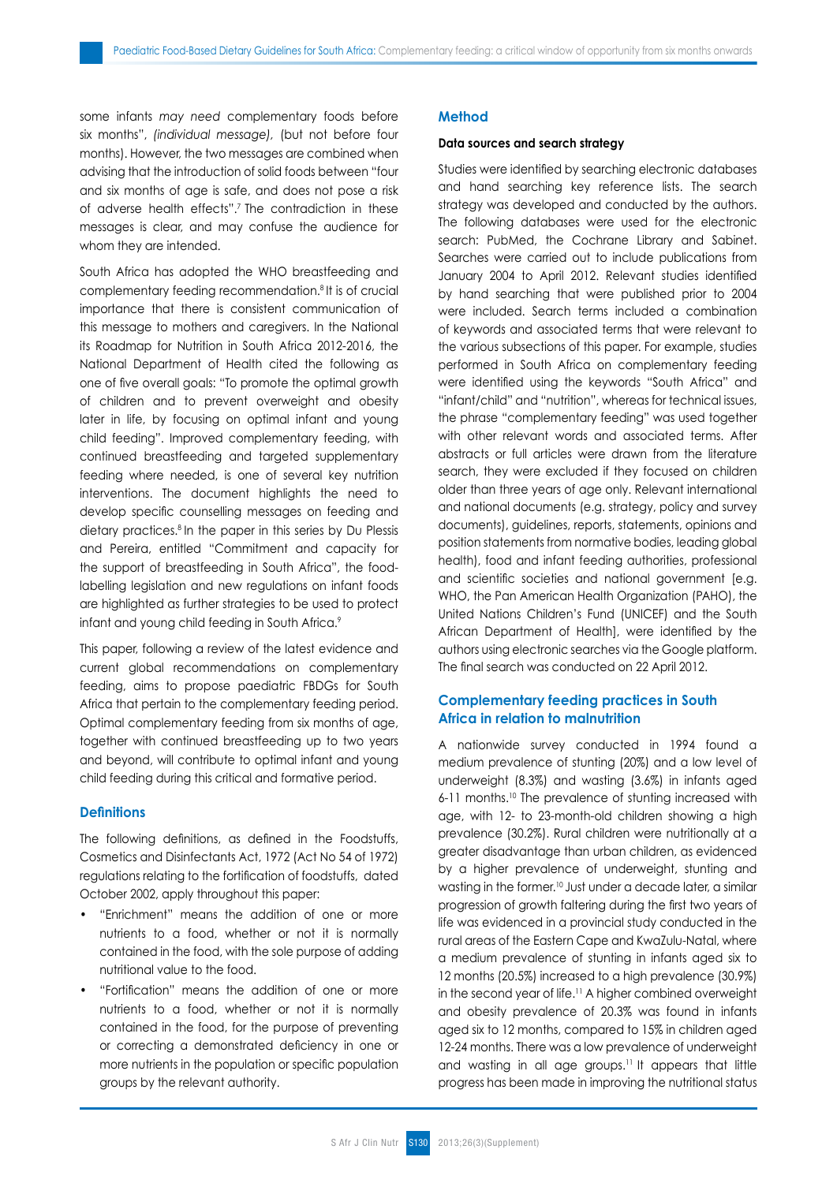some infants *may need* complementary foods before six months", *(individual message)*, (but not before four months). However, the two messages are combined when advising that the introduction of solid foods between "four and six months of age is safe, and does not pose a risk of adverse health effects".[7] The contradiction in these messages is clear, and may confuse the audience for whom they are intended.

South Africa has adopted the WHO breastfeeding and complementary feeding recommendation.[8] It is of crucial importance that there is consistent communication of this message to mothers and caregivers. In the National its Roadmap for Nutrition in South Africa 2012-2016, the National Department of Health cited the following as one of five overall goals: "To promote the optimal growth of children and to prevent overweight and obesity later in life, by focusing on optimal infant and young child feeding". Improved complementary feeding, with continued breastfeeding and targeted supplementary feeding where needed, is one of several key nutrition interventions. The document highlights the need to develop specific counselling messages on feeding and dietary practices.[8] In the paper in this series by Du Plessis and Pereira, entitled "Commitment and capacity for the support of breastfeeding in South Africa", the food-labelling legislation and new regulations on infant foods are highlighted as further strategies to be used to protect infant and young child feeding in South Africa.[9]

This paper, following a review of the latest evidence and current global recommendations on complementary feeding, aims to propose paediatric FBDGs for South Africa that pertain to the complementary feeding period. Optimal complementary feeding from six months of age, together with continued breastfeeding up to two years and beyond, will contribute to optimal infant and young child feeding during this critical and formative period.

## Definitions

The following definitions, as defined in the Foodstuffs, Cosmetics and Disinfectants Act, 1972 (Act No 54 of 1972) regulations relating to the fortification of foodstuffs, dated October 2002, apply throughout this paper:

- "Enrichment" means the addition of one or more nutrients to a food, whether or not it is normally contained in the food, with the sole purpose of adding nutritional value to the food.
- "Fortification" means the addition of one or more nutrients to a food, whether or not it is normally contained in the food, for the purpose of preventing or correcting a demonstrated deficiency in one or more nutrients in the population or specific population groups by the relevant authority.

## Method

### Data sources and search strategy

Studies were identified by searching electronic databases and hand searching key reference lists. The search strategy was developed and conducted by the authors. The following databases were used for the electronic search: PubMed, the Cochrane Library and Sabinet. Searches were carried out to include publications from January 2004 to April 2012. Relevant studies identified by hand searching that were published prior to 2004 were included. Search terms included a combination of keywords and associated terms that were relevant to the various subsections of this paper. For example, studies performed in South Africa on complementary feeding were identified using the keywords "South Africa" and "infant/child" and "nutrition", whereas for technical issues, the phrase "complementary feeding" was used together with other relevant words and associated terms. After abstracts or full articles were drawn from the literature search, they were excluded if they focused on children older than three years of age only. Relevant international and national documents (e.g. strategy, policy and survey documents), guidelines, reports, statements, opinions and position statements from normative bodies, leading global health), food and infant feeding authorities, professional and scientific societies and national government [e.g. WHO, the Pan American Health Organization (PAHO), the United Nations Children's Fund (UNICEF) and the South African Department of Health], were identified by the authors using electronic searches via the Google platform. The final search was conducted on 22 April 2012.

## Complementary feeding practices in South Africa in relation to malnutrition

A nationwide survey conducted in 1994 found a medium prevalence of stunting (20%) and a low level of underweight (8.3%) and wasting (3.6%) in infants aged 6-11 months.[10] The prevalence of stunting increased with age, with 12- to 23-month-old children showing a high prevalence (30.2%). Rural children were nutritionally at a greater disadvantage than urban children, as evidenced by a higher prevalence of underweight, stunting and wasting in the former.[10] Just under a decade later, a similar progression of growth faltering during the first two years of life was evidenced in a provincial study conducted in the rural areas of the Eastern Cape and KwaZulu-Natal, where a medium prevalence of stunting in infants aged six to 12 months (20.5%) increased to a high prevalence (30.9%) in the second year of life.[11] A higher combined overweight and obesity prevalence of 20.3% was found in infants aged six to 12 months, compared to 15% in children aged 12-24 months. There was a low prevalence of underweight and wasting in all age groups.[11] It appears that little progress has been made in improving the nutritional status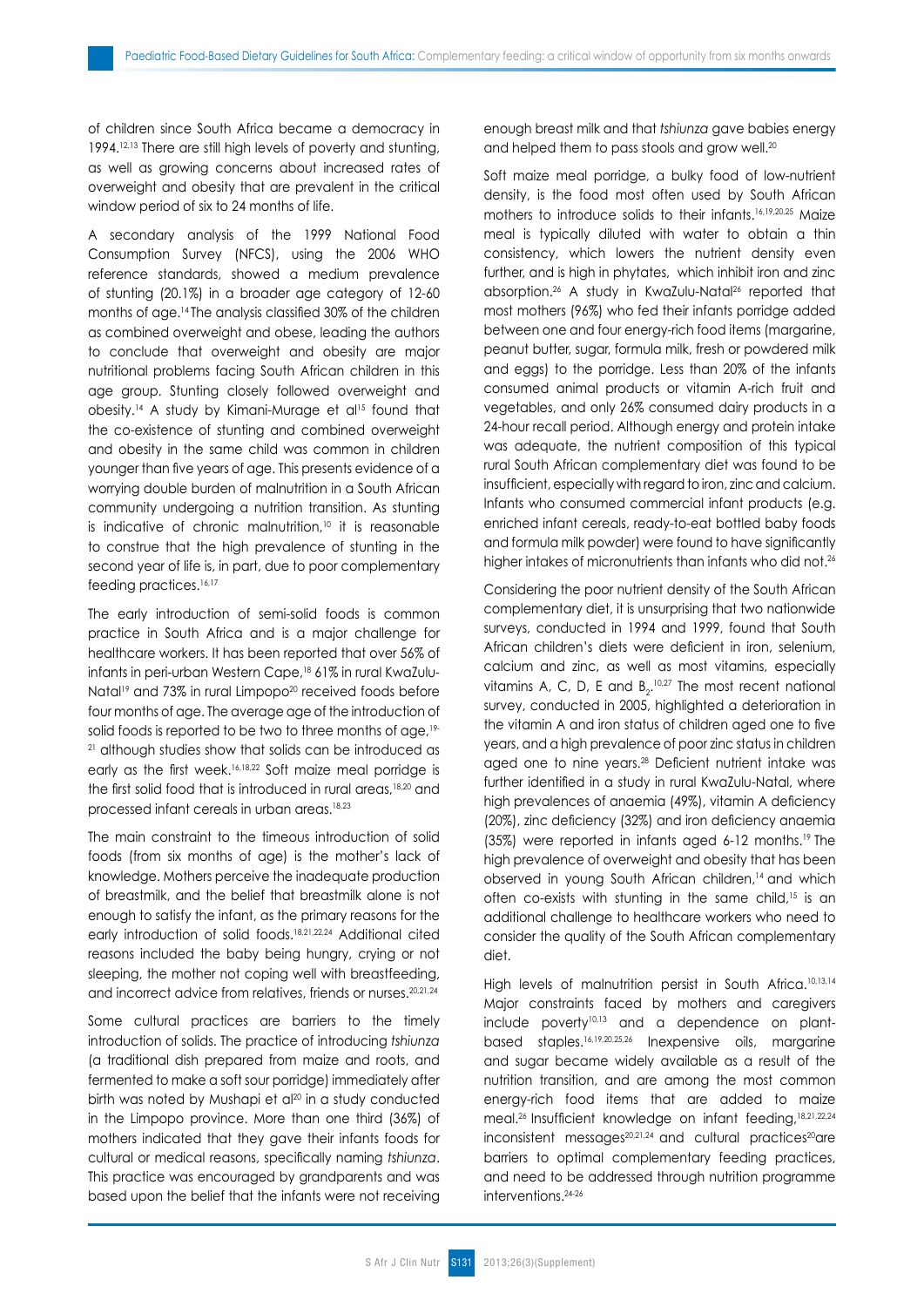of children since South Africa became a democracy in 1994.[12,13] There are still high levels of poverty and stunting, as well as growing concerns about increased rates of overweight and obesity that are prevalent in the critical window period of six to 24 months of life.

A secondary analysis of the 1999 National Food Consumption Survey (NFCS), using the 2006 WHO reference standards, showed a medium prevalence of stunting (20.1%) in a broader age category of 12-60 months of age.[14] The analysis classified 30% of the children as combined overweight and obese, leading the authors to conclude that overweight and obesity are major nutritional problems facing South African children in this age group. Stunting closely followed overweight and obesity.[14] A study by Kimani-Murage et al[15] found that the co-existence of stunting and combined overweight and obesity in the same child was common in children younger than five years of age. This presents evidence of a worrying double burden of malnutrition in a South African community undergoing a nutrition transition. As stunting is indicative of chronic malnutrition,[10] it is reasonable to construe that the high prevalence of stunting in the second year of life is, in part, due to poor complementary feeding practices.[16,17]

The early introduction of semi-solid foods is common practice in South Africa and is a major challenge for healthcare workers. It has been reported that over 56% of infants in peri-urban Western Cape,[18] 61% in rural KwaZulu-Natal[19] and 73% in rural Limpopo[20] received foods before four months of age. The average age of the introduction of solid foods is reported to be two to three months of age,[19-21] although studies show that solids can be introduced as early as the first week.[16,18,22] Soft maize meal porridge is the first solid food that is introduced in rural areas,[18,20] and processed infant cereals in urban areas.[18,23]

The main constraint to the timeous introduction of solid foods (from six months of age) is the mother's lack of knowledge. Mothers perceive the inadequate production of breastmilk, and the belief that breastmilk alone is not enough to satisfy the infant, as the primary reasons for the early introduction of solid foods.[18,21,22,24] Additional cited reasons included the baby being hungry, crying or not sleeping, the mother not coping well with breastfeeding, and incorrect advice from relatives, friends or nurses.[20,21,24]

Some cultural practices are barriers to the timely introduction of solids. The practice of introducing *tshiunza* (a traditional dish prepared from maize and roots, and fermented to make a soft sour porridge) immediately after birth was noted by Mushapi et al[20] in a study conducted in the Limpopo province. More than one third (36%) of mothers indicated that they gave their infants foods for cultural or medical reasons, specifically naming *tshiunza*. This practice was encouraged by grandparents and was based upon the belief that the infants were not receiving enough breast milk and that *tshiunza* gave babies energy and helped them to pass stools and grow well.[20]

Soft maize meal porridge, a bulky food of low-nutrient density, is the food most often used by South African mothers to introduce solids to their infants.[16,19,20,25] Maize meal is typically diluted with water to obtain a thin consistency, which lowers the nutrient density even further, and is high in phytates, which inhibit iron and zinc absorption.[26] A study in KwaZulu-Natal[26] reported that most mothers (96%) who fed their infants porridge added between one and four energy-rich food items (margarine, peanut butter, sugar, formula milk, fresh or powdered milk and eggs) to the porridge. Less than 20% of the infants consumed animal products or vitamin A-rich fruit and vegetables, and only 26% consumed dairy products in a 24-hour recall period. Although energy and protein intake was adequate, the nutrient composition of this typical rural South African complementary diet was found to be insufficient, especially with regard to iron, zinc and calcium. Infants who consumed commercial infant products (e.g. enriched infant cereals, ready-to-eat bottled baby foods and formula milk powder) were found to have significantly higher intakes of micronutrients than infants who did not.[26]

Considering the poor nutrient density of the South African complementary diet, it is unsurprising that two nationwide surveys, conducted in 1994 and 1999, found that South African children's diets were deficient in iron, selenium, calcium and zinc, as well as most vitamins, especially vitamins A, C, D, E and $B_2$.[10,27] The most recent national survey, conducted in 2005, highlighted a deterioration in the vitamin A and iron status of children aged one to five years, and a high prevalence of poor zinc status in children aged one to nine years.[28] Deficient nutrient intake was further identified in a study in rural KwaZulu-Natal, where high prevalences of anaemia (49%), vitamin A deficiency (20%), zinc deficiency (32%) and iron deficiency anaemia (35%) were reported in infants aged 6-12 months.[19] The high prevalence of overweight and obesity that has been observed in young South African children,[14] and which often co-exists with stunting in the same child,[15] is an additional challenge to healthcare workers who need to consider the quality of the South African complementary diet.

High levels of malnutrition persist in South Africa.[10,13,14] Major constraints faced by mothers and caregivers include poverty[10,13] and a dependence on plant-based staples.[16,19,20,25,26] Inexpensive oils, margarine and sugar became widely available as a result of the nutrition transition, and are among the most common energy-rich food items that are added to maize meal.[26] Insufficient knowledge on infant feeding,[18,21,22,24] inconsistent messages[20,21,24] and cultural practices[20] are barriers to optimal complementary feeding practices, and need to be addressed through nutrition programme interventions.[24-26]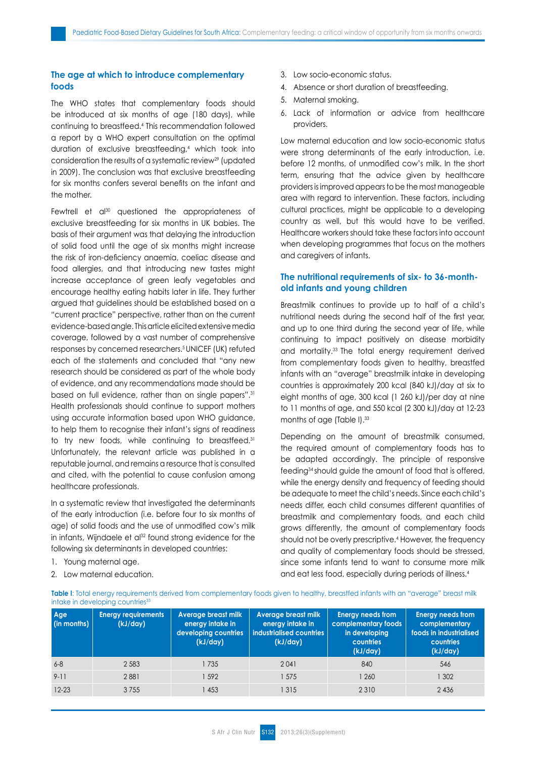## The age at which to introduce complementary foods

The WHO states that complementary foods should be introduced at six months of age (180 days), while continuing to breastfeed.[4] This recommendation followed a report by a WHO expert consultation on the optimal duration of exclusive breastfeeding,[4] which took into consideration the results of a systematic review[29] (updated in 2009). The conclusion was that exclusive breastfeeding for six months confers several benefits on the infant and the mother.

Fewtrell et al[30] questioned the appropriateness of exclusive breastfeeding for six months in UK babies. The basis of their argument was that delaying the introduction of solid food until the age of six months might increase the risk of iron-deficiency anaemia, coeliac disease and food allergies, and that introducing new tastes might increase acceptance of green leafy vegetables and encourage healthy eating habits later in life. They further argued that guidelines should be established based on a "current practice" perspective, rather than on the current evidence-based angle. This article elicited extensive media coverage, followed by a vast number of comprehensive responses by concerned researchers.[5] UNICEF (UK) refuted each of the statements and concluded that "any new research should be considered as part of the whole body of evidence, and any recommendations made should be based on full evidence, rather than on single papers".[31] Health professionals should continue to support mothers using accurate information based upon WHO guidance, to help them to recognise their infant's signs of readiness to try new foods, while continuing to breastfeed.[31] Unfortunately, the relevant article was published in a reputable journal, and remains a resource that is consulted and cited, with the potential to cause confusion among healthcare professionals.

In a systematic review that investigated the determinants of the early introduction (i.e. before four to six months of age) of solid foods and the use of unmodified cow's milk in infants, Wijndaele et al[32] found strong evidence for the following six determinants in developed countries:

1. Young maternal age.
2. Low maternal education.
3. Low socio-economic status.
4. Absence or short duration of breastfeeding.
5. Maternal smoking.
6. Lack of information or advice from healthcare providers.

Low maternal education and low socio-economic status were strong determinants of the early introduction, i.e. before 12 months, of unmodified cow's milk. In the short term, ensuring that the advice given by healthcare providers is improved appears to be the most manageable area with regard to intervention. These factors, including cultural practices, might be applicable to a developing country as well, but this would have to be verified. Healthcare workers should take these factors into account when developing programmes that focus on the mothers and caregivers of infants.

## The nutritional requirements of six- to 36-month-old infants and young children

Breastmilk continues to provide up to half of a child's nutritional needs during the second half of the first year, and up to one third during the second year of life, while continuing to impact positively on disease morbidity and mortality.[33] The total energy requirement derived from complementary foods given to healthy, breastfed infants with an "average" breastmilk intake in developing countries is approximately 200 kcal (840 kJ)/day at six to eight months of age, 300 kcal (1 260 kJ)/per day at nine to 11 months of age, and 550 kcal (2 300 kJ)/day at 12-23 months of age (Table I).[33]

Depending on the amount of breastmilk consumed, the required amount of complementary foods has to be adapted accordingly. The principle of responsive feeding[34] should guide the amount of food that is offered, while the energy density and frequency of feeding should be adequate to meet the child's needs. Since each child's needs differ, each child consumes different quantities of breastmilk and complementary foods, and each child grows differently, the amount of complementary foods should not be overly prescriptive.[4] However, the frequency and quality of complementary foods should be stressed, since some infants tend to want to consume more milk and eat less food, especially during periods of illness.[4]

**Table I**: Total energy requirements derived from complementary foods given to healthy, breastfed infants with an "average" breast milk intake in developing countries[33]

| Age (in months) | Energy requirements (kJ/day) | Average breast milk energy intake in developing countries (kJ/day) | Average breast milk energy intake in industrialised countries (kJ/day) | Energy needs from complementary foods in developing countries (kJ/day) | Energy needs from complementary foods in industrialised countries (kJ/day) |
|---|---|---|---|---|---|
| 6-8 | 2 583 | 1 735 | 2 041 | 840 | 546 |
| 9-11 | 2 881 | 1 592 | 1 575 | 1 260 | 1 302 |
| 12-23 | 3 755 | 1 453 | 1 315 | 2 310 | 2 436 |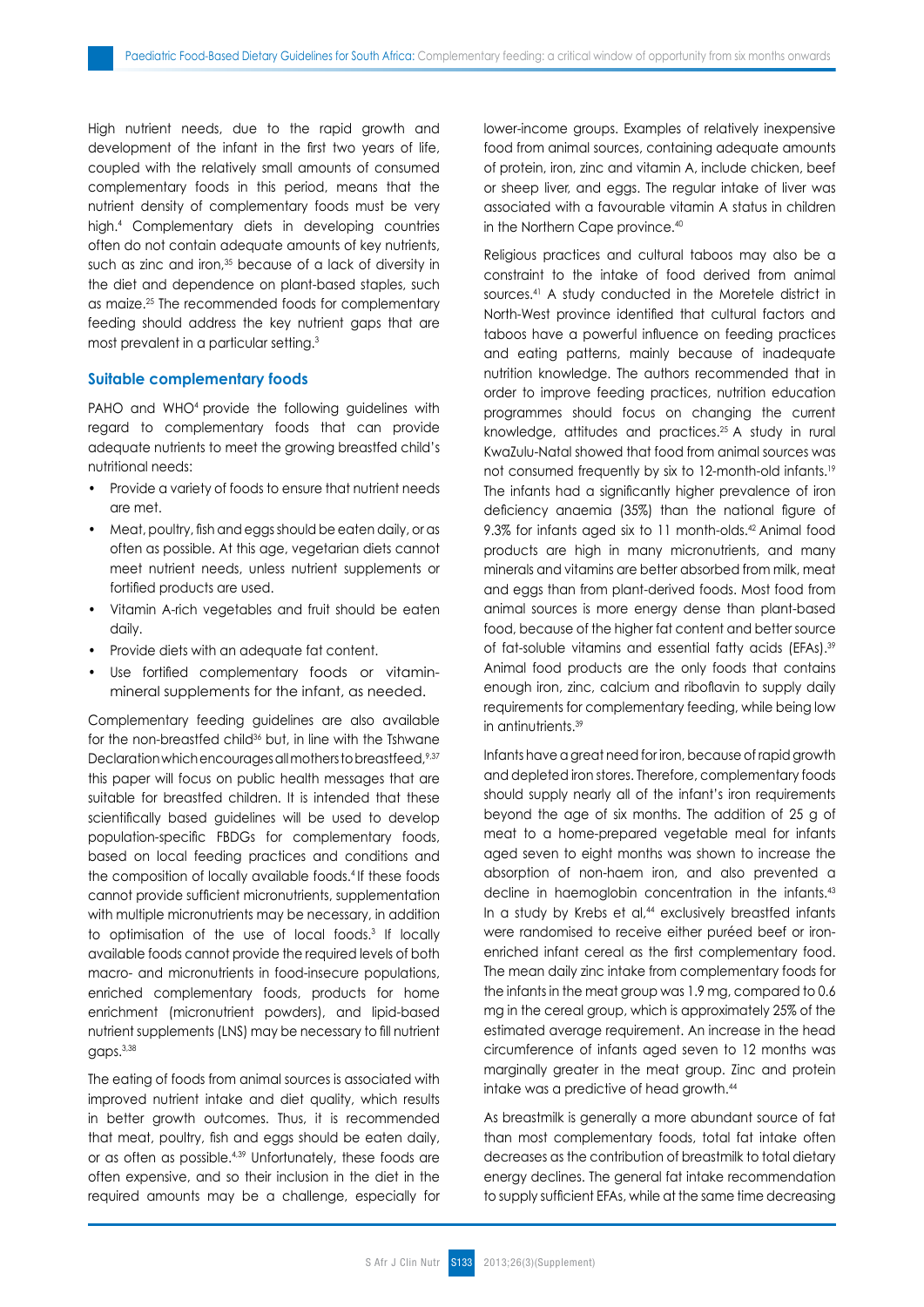High nutrient needs, due to the rapid growth and development of the infant in the first two years of life, coupled with the relatively small amounts of consumed complementary foods in this period, means that the nutrient density of complementary foods must be very high.[4] Complementary diets in developing countries often do not contain adequate amounts of key nutrients, such as zinc and iron,[35] because of a lack of diversity in the diet and dependence on plant-based staples, such as maize.[25] The recommended foods for complementary feeding should address the key nutrient gaps that are most prevalent in a particular setting.[3]

### Suitable complementary foods

PAHO and WHO[4] provide the following guidelines with regard to complementary foods that can provide adequate nutrients to meet the growing breastfed child's nutritional needs:

- Provide a variety of foods to ensure that nutrient needs are met.
- Meat, poultry, fish and eggs should be eaten daily, or as often as possible. At this age, vegetarian diets cannot meet nutrient needs, unless nutrient supplements or fortified products are used.
- Vitamin A-rich vegetables and fruit should be eaten daily.
- Provide diets with an adequate fat content.
- Use fortified complementary foods or vitamin-mineral supplements for the infant, as needed.

Complementary feeding guidelines are also available for the non-breastfed child[36] but, in line with the Tshwane Declaration which encourages all mothers to breastfeed,[9,37] this paper will focus on public health messages that are suitable for breastfed children. It is intended that these scientifically based guidelines will be used to develop population-specific FBDGs for complementary foods, based on local feeding practices and conditions and the composition of locally available foods.[4] If these foods cannot provide sufficient micronutrients, supplementation with multiple micronutrients may be necessary, in addition to optimisation of the use of local foods.[3] If locally available foods cannot provide the required levels of both macro- and micronutrients in food-insecure populations, enriched complementary foods, products for home enrichment (micronutrient powders), and lipid-based nutrient supplements (LNS) may be necessary to fill nutrient gaps.[3,38]

The eating of foods from animal sources is associated with improved nutrient intake and diet quality, which results in better growth outcomes. Thus, it is recommended that meat, poultry, fish and eggs should be eaten daily, or as often as possible.[4,39] Unfortunately, these foods are often expensive, and so their inclusion in the diet in the required amounts may be a challenge, especially for lower-income groups. Examples of relatively inexpensive food from animal sources, containing adequate amounts of protein, iron, zinc and vitamin A, include chicken, beef or sheep liver, and eggs. The regular intake of liver was associated with a favourable vitamin A status in children in the Northern Cape province.[40]

Religious practices and cultural taboos may also be a constraint to the intake of food derived from animal sources.[41] A study conducted in the Moretele district in North-West province identified that cultural factors and taboos have a powerful influence on feeding practices and eating patterns, mainly because of inadequate nutrition knowledge. The authors recommended that in order to improve feeding practices, nutrition education programmes should focus on changing the current knowledge, attitudes and practices.[25] A study in rural KwaZulu-Natal showed that food from animal sources was not consumed frequently by six to 12-month-old infants.[19] The infants had a significantly higher prevalence of iron deficiency anaemia (35%) than the national figure of 9.3% for infants aged six to 11 month-olds.[42] Animal food products are high in many micronutrients, and many minerals and vitamins are better absorbed from milk, meat and eggs than from plant-derived foods. Most food from animal sources is more energy dense than plant-based food, because of the higher fat content and better source of fat-soluble vitamins and essential fatty acids (EFAs).[39] Animal food products are the only foods that contains enough iron, zinc, calcium and riboflavin to supply daily requirements for complementary feeding, while being low in antinutrients.[39]

Infants have a great need for iron, because of rapid growth and depleted iron stores. Therefore, complementary foods should supply nearly all of the infant's iron requirements beyond the age of six months. The addition of 25 g of meat to a home-prepared vegetable meal for infants aged seven to eight months was shown to increase the absorption of non-haem iron, and also prevented a decline in haemoglobin concentration in the infants.[43] In a study by Krebs et al,[44] exclusively breastfed infants were randomised to receive either puréed beef or iron-enriched infant cereal as the first complementary food. The mean daily zinc intake from complementary foods for the infants in the meat group was 1.9 mg, compared to 0.6 mg in the cereal group, which is approximately 25% of the estimated average requirement. An increase in the head circumference of infants aged seven to 12 months was marginally greater in the meat group. Zinc and protein intake was a predictive of head growth.[44]

As breastmilk is generally a more abundant source of fat than most complementary foods, total fat intake often decreases as the contribution of breastmilk to total dietary energy declines. The general fat intake recommendation to supply sufficient EFAs, while at the same time decreasing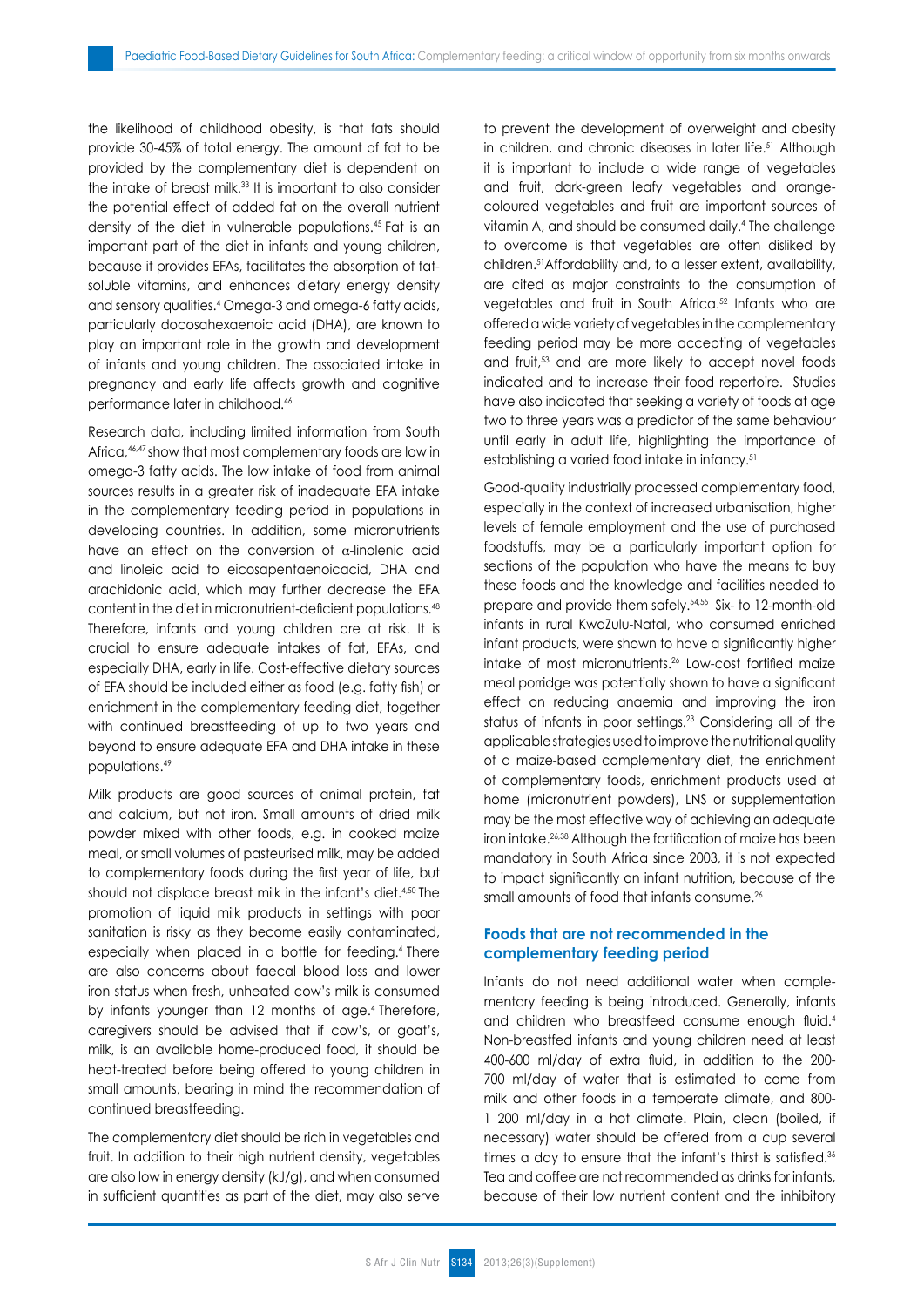the likelihood of childhood obesity, is that fats should provide 30-45% of total energy. The amount of fat to be provided by the complementary diet is dependent on the intake of breast milk.[33] It is important to also consider the potential effect of added fat on the overall nutrient density of the diet in vulnerable populations.[45] Fat is an important part of the diet in infants and young children, because it provides EFAs, facilitates the absorption of fat-soluble vitamins, and enhances dietary energy density and sensory qualities.[4] Omega-3 and omega-6 fatty acids, particularly docosahexaenoic acid (DHA), are known to play an important role in the growth and development of infants and young children. The associated intake in pregnancy and early life affects growth and cognitive performance later in childhood.[46]

Research data, including limited information from South Africa,[46,47] show that most complementary foods are low in omega-3 fatty acids. The low intake of food from animal sources results in a greater risk of inadequate EFA intake in the complementary feeding period in populations in developing countries. In addition, some micronutrients have an effect on the conversion of α-linolenic acid and linoleic acid to eicosapentaenoicacid, DHA and arachidonic acid, which may further decrease the EFA content in the diet in micronutrient-deficient populations.[48] Therefore, infants and young children are at risk. It is crucial to ensure adequate intakes of fat, EFAs, and especially DHA, early in life. Cost-effective dietary sources of EFA should be included either as food (e.g. fatty fish) or enrichment in the complementary feeding diet, together with continued breastfeeding of up to two years and beyond to ensure adequate EFA and DHA intake in these populations.[49]

Milk products are good sources of animal protein, fat and calcium, but not iron. Small amounts of dried milk powder mixed with other foods, e.g. in cooked maize meal, or small volumes of pasteurised milk, may be added to complementary foods during the first year of life, but should not displace breast milk in the infant's diet.[4,50] The promotion of liquid milk products in settings with poor sanitation is risky as they become easily contaminated, especially when placed in a bottle for feeding.[4] There are also concerns about faecal blood loss and lower iron status when fresh, unheated cow's milk is consumed by infants younger than 12 months of age.[4] Therefore, caregivers should be advised that if cow's, or goat's, milk, is an available home-produced food, it should be heat-treated before being offered to young children in small amounts, bearing in mind the recommendation of continued breastfeeding.

The complementary diet should be rich in vegetables and fruit. In addition to their high nutrient density, vegetables are also low in energy density (kJ/g), and when consumed in sufficient quantities as part of the diet, may also serve to prevent the development of overweight and obesity in children, and chronic diseases in later life.[51] Although it is important to include a wide range of vegetables and fruit, dark-green leafy vegetables and orange-coloured vegetables and fruit are important sources of vitamin A, and should be consumed daily.[4] The challenge to overcome is that vegetables are often disliked by children.[51] Affordability and, to a lesser extent, availability, are cited as major constraints to the consumption of vegetables and fruit in South Africa.[52] Infants who are offered a wide variety of vegetables in the complementary feeding period may be more accepting of vegetables and fruit,[53] and are more likely to accept novel foods indicated and to increase their food repertoire. Studies have also indicated that seeking a variety of foods at age two to three years was a predictor of the same behaviour until early in adult life, highlighting the importance of establishing a varied food intake in infancy.[51]

Good-quality industrially processed complementary food, especially in the context of increased urbanisation, higher levels of female employment and the use of purchased foodstuffs, may be a particularly important option for sections of the population who have the means to buy these foods and the knowledge and facilities needed to prepare and provide them safely.[54,55] Six- to 12-month-old infants in rural KwaZulu-Natal, who consumed enriched infant products, were shown to have a significantly higher intake of most micronutrients.[26] Low-cost fortified maize meal porridge was potentially shown to have a significant effect on reducing anaemia and improving the iron status of infants in poor settings.[23] Considering all of the applicable strategies used to improve the nutritional quality of a maize-based complementary diet, the enrichment of complementary foods, enrichment products used at home (micronutrient powders), LNS or supplementation may be the most effective way of achieving an adequate iron intake.[26,38] Although the fortification of maize has been mandatory in South Africa since 2003, it is not expected to impact significantly on infant nutrition, because of the small amounts of food that infants consume.[26]

### Foods that are not recommended in the complementary feeding period

Infants do not need additional water when complementary feeding is being introduced. Generally, infants and children who breastfeed consume enough fluid.[4] Non-breastfed infants and young children need at least 400-600 ml/day of extra fluid, in addition to the 200-700 ml/day of water that is estimated to come from milk and other foods in a temperate climate, and 800-1 200 ml/day in a hot climate. Plain, clean (boiled, if necessary) water should be offered from a cup several times a day to ensure that the infant's thirst is satisfied.[36] Tea and coffee are not recommended as drinks for infants, because of their low nutrient content and the inhibitory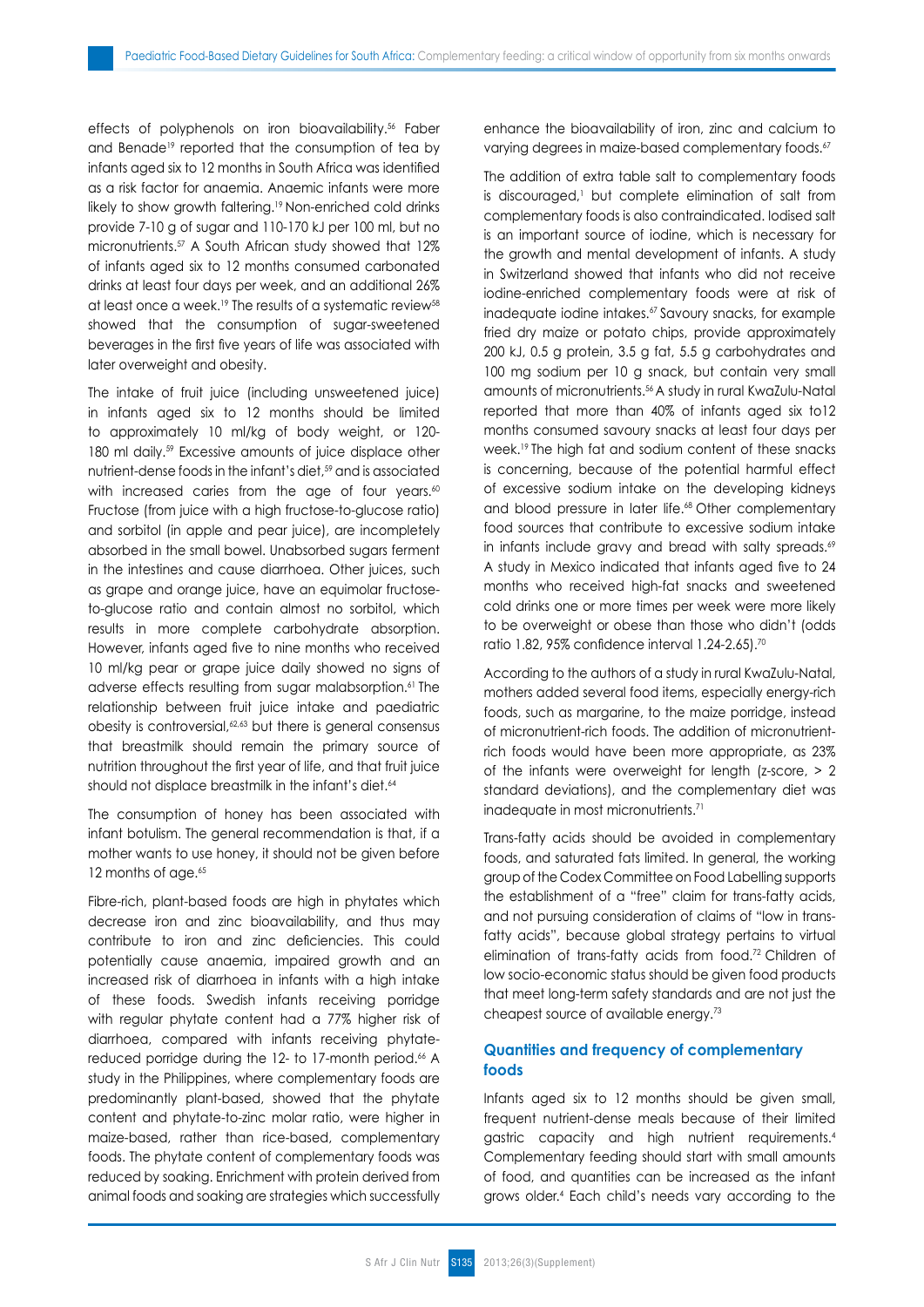effects of polyphenols on iron bioavailability.[56] Faber and Benade[19] reported that the consumption of tea by infants aged six to 12 months in South Africa was identified as a risk factor for anaemia. Anaemic infants were more likely to show growth faltering.[19] Non-enriched cold drinks provide 7-10 g of sugar and 110-170 kJ per 100 ml, but no micronutrients.[57] A South African study showed that 12% of infants aged six to 12 months consumed carbonated drinks at least four days per week, and an additional 26% at least once a week.[19] The results of a systematic review[58] showed that the consumption of sugar-sweetened beverages in the first five years of life was associated with later overweight and obesity.

The intake of fruit juice (including unsweetened juice) in infants aged six to 12 months should be limited to approximately 10 ml/kg of body weight, or 120-180 ml daily.[59] Excessive amounts of juice displace other nutrient-dense foods in the infant's diet,[59] and is associated with increased caries from the age of four years.[60] Fructose (from juice with a high fructose-to-glucose ratio) and sorbitol (in apple and pear juice), are incompletely absorbed in the small bowel. Unabsorbed sugars ferment in the intestines and cause diarrhoea. Other juices, such as grape and orange juice, have an equimolar fructose-to-glucose ratio and contain almost no sorbitol, which results in more complete carbohydrate absorption. However, infants aged five to nine months who received 10 ml/kg pear or grape juice daily showed no signs of adverse effects resulting from sugar malabsorption.[61] The relationship between fruit juice intake and paediatric obesity is controversial,[62,63] but there is general consensus that breastmilk should remain the primary source of nutrition throughout the first year of life, and that fruit juice should not displace breastmilk in the infant's diet.[64]

The consumption of honey has been associated with infant botulism. The general recommendation is that, if a mother wants to use honey, it should not be given before 12 months of age.[65]

Fibre-rich, plant-based foods are high in phytates which decrease iron and zinc bioavailability, and thus may contribute to iron and zinc deficiencies. This could potentially cause anaemia, impaired growth and an increased risk of diarrhoea in infants with a high intake of these foods. Swedish infants receiving porridge with regular phytate content had a 77% higher risk of diarrhoea, compared with infants receiving phytate-reduced porridge during the 12- to 17-month period.[66] A study in the Philippines, where complementary foods are predominantly plant-based, showed that the phytate content and phytate-to-zinc molar ratio, were higher in maize-based, rather than rice-based, complementary foods. The phytate content of complementary foods was reduced by soaking. Enrichment with protein derived from animal foods and soaking are strategies which successfully enhance the bioavailability of iron, zinc and calcium to varying degrees in maize-based complementary foods.[67]

The addition of extra table salt to complementary foods is discouraged,[1] but complete elimination of salt from complementary foods is also contraindicated. Iodised salt is an important source of iodine, which is necessary for the growth and mental development of infants. A study in Switzerland showed that infants who did not receive iodine-enriched complementary foods were at risk of inadequate iodine intakes.[67] Savoury snacks, for example fried dry maize or potato chips, provide approximately 200 kJ, 0.5 g protein, 3.5 g fat, 5.5 g carbohydrates and 100 mg sodium per 10 g snack, but contain very small amounts of micronutrients.[56] A study in rural KwaZulu-Natal reported that more than 40% of infants aged six to12 months consumed savoury snacks at least four days per week.[19] The high fat and sodium content of these snacks is concerning, because of the potential harmful effect of excessive sodium intake on the developing kidneys and blood pressure in later life.[68] Other complementary food sources that contribute to excessive sodium intake in infants include gravy and bread with salty spreads.[69] A study in Mexico indicated that infants aged five to 24 months who received high-fat snacks and sweetened cold drinks one or more times per week were more likely to be overweight or obese than those who didn't (odds ratio 1.82, 95% confidence interval 1.24-2.65).[70]

According to the authors of a study in rural KwaZulu-Natal, mothers added several food items, especially energy-rich foods, such as margarine, to the maize porridge, instead of micronutrient-rich foods. The addition of micronutrient-rich foods would have been more appropriate, as 23% of the infants were overweight for length (z-score, > 2 standard deviations), and the complementary diet was inadequate in most micronutrients.[71]

Trans-fatty acids should be avoided in complementary foods, and saturated fats limited. In general, the working group of the Codex Committee on Food Labelling supports the establishment of a "free" claim for trans-fatty acids, and not pursuing consideration of claims of "low in trans-fatty acids", because global strategy pertains to virtual elimination of trans-fatty acids from food.[72] Children of low socio-economic status should be given food products that meet long-term safety standards and are not just the cheapest source of available energy.[73]

## Quantities and frequency of complementary foods

Infants aged six to 12 months should be given small, frequent nutrient-dense meals because of their limited gastric capacity and high nutrient requirements.[4] Complementary feeding should start with small amounts of food, and quantities can be increased as the infant grows older.[4] Each child's needs vary according to the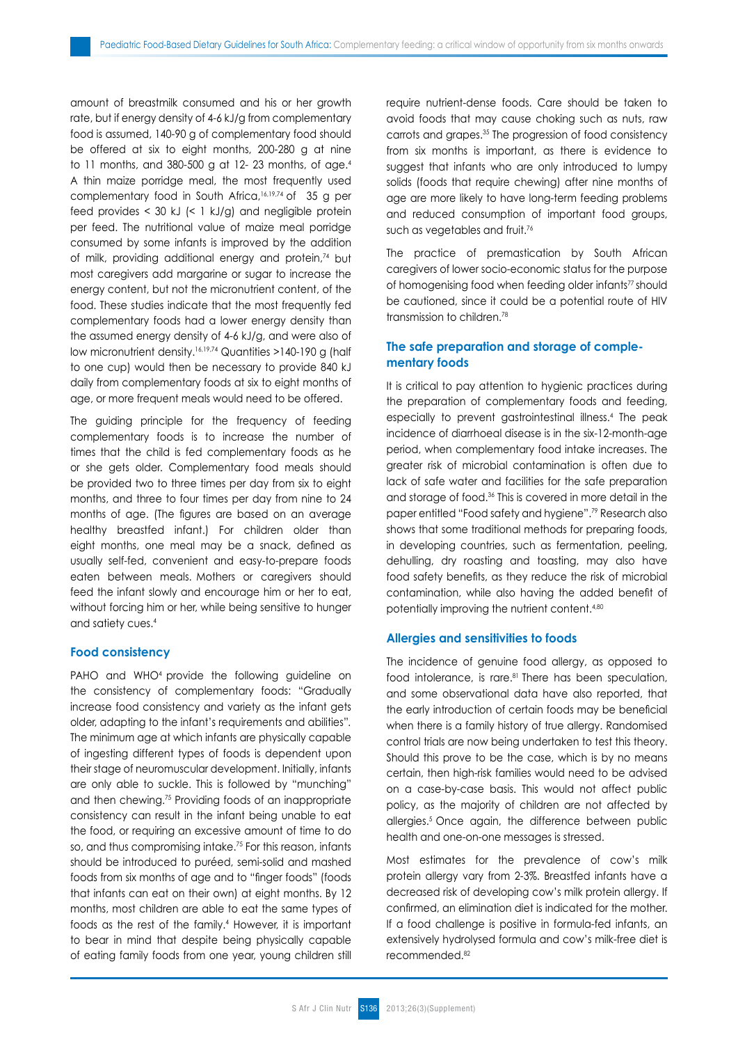amount of breastmilk consumed and his or her growth rate, but if energy density of 4-6 kJ/g from complementary food is assumed, 140-90 g of complementary food should be offered at six to eight months, 200-280 g at nine to 11 months, and 380-500 g at 12- 23 months, of age.[4] A thin maize porridge meal, the most frequently used complementary food in South Africa,[16,19,74] of 35 g per feed provides < 30 kJ (< 1 kJ/g) and negligible protein per feed. The nutritional value of maize meal porridge consumed by some infants is improved by the addition of milk, providing additional energy and protein,[74] but most caregivers add margarine or sugar to increase the energy content, but not the micronutrient content, of the food. These studies indicate that the most frequently fed complementary foods had a lower energy density than the assumed energy density of 4-6 kJ/g, and were also of low micronutrient density.[16,19,74] Quantities >140-190 g (half to one cup) would then be necessary to provide 840 kJ daily from complementary foods at six to eight months of age, or more frequent meals would need to be offered.

The guiding principle for the frequency of feeding complementary foods is to increase the number of times that the child is fed complementary foods as he or she gets older. Complementary food meals should be provided two to three times per day from six to eight months, and three to four times per day from nine to 24 months of age. (The figures are based on an average healthy breastfed infant.) For children older than eight months, one meal may be a snack, defined as usually self-fed, convenient and easy-to-prepare foods eaten between meals. Mothers or caregivers should feed the infant slowly and encourage him or her to eat, without forcing him or her, while being sensitive to hunger and satiety cues.[4]

### Food consistency

PAHO and WHO[4] provide the following guideline on the consistency of complementary foods: "Gradually increase food consistency and variety as the infant gets older, adapting to the infant's requirements and abilities". The minimum age at which infants are physically capable of ingesting different types of foods is dependent upon their stage of neuromuscular development. Initially, infants are only able to suckle. This is followed by "munching" and then chewing.[75] Providing foods of an inappropriate consistency can result in the infant being unable to eat the food, or requiring an excessive amount of time to do so, and thus compromising intake.[75] For this reason, infants should be introduced to puréed, semi-solid and mashed foods from six months of age and to "finger foods" (foods that infants can eat on their own) at eight months. By 12 months, most children are able to eat the same types of foods as the rest of the family.[4] However, it is important to bear in mind that despite being physically capable of eating family foods from one year, young children still require nutrient-dense foods. Care should be taken to avoid foods that may cause choking such as nuts, raw carrots and grapes.[35] The progression of food consistency from six months is important, as there is evidence to suggest that infants who are only introduced to lumpy solids (foods that require chewing) after nine months of age are more likely to have long-term feeding problems and reduced consumption of important food groups, such as vegetables and fruit.[76]

The practice of premastication by South African caregivers of lower socio-economic status for the purpose of homogenising food when feeding older infants[77] should be cautioned, since it could be a potential route of HIV transmission to children.[78]

### The safe preparation and storage of complementary foods

It is critical to pay attention to hygienic practices during the preparation of complementary foods and feeding, especially to prevent gastrointestinal illness.[4] The peak incidence of diarrhoeal disease is in the six-12-month-age period, when complementary food intake increases. The greater risk of microbial contamination is often due to lack of safe water and facilities for the safe preparation and storage of food.[36] This is covered in more detail in the paper entitled "Food safety and hygiene".[79] Research also shows that some traditional methods for preparing foods, in developing countries, such as fermentation, peeling, dehulling, dry roasting and toasting, may also have food safety benefits, as they reduce the risk of microbial contamination, while also having the added benefit of potentially improving the nutrient content.[4,80]

### Allergies and sensitivities to foods

The incidence of genuine food allergy, as opposed to food intolerance, is rare.[81] There has been speculation, and some observational data have also reported, that the early introduction of certain foods may be beneficial when there is a family history of true allergy. Randomised control trials are now being undertaken to test this theory. Should this prove to be the case, which is by no means certain, then high-risk families would need to be advised on a case-by-case basis. This would not affect public policy, as the majority of children are not affected by allergies.[5] Once again, the difference between public health and one-on-one messages is stressed.

Most estimates for the prevalence of cow's milk protein allergy vary from 2-3%. Breastfed infants have a decreased risk of developing cow's milk protein allergy. If confirmed, an elimination diet is indicated for the mother. If a food challenge is positive in formula-fed infants, an extensively hydrolysed formula and cow's milk-free diet is recommended.[82]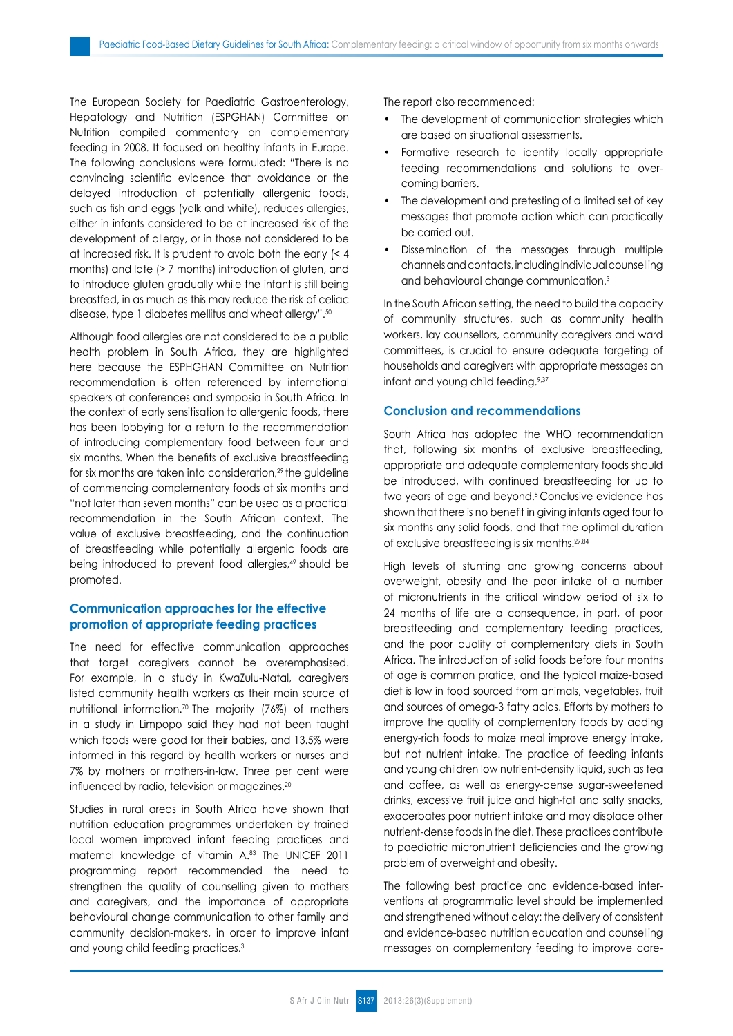The European Society for Paediatric Gastroenterology, Hepatology and Nutrition (ESPGHAN) Committee on Nutrition compiled commentary on complementary feeding in 2008. It focused on healthy infants in Europe. The following conclusions were formulated: "There is no convincing scientific evidence that avoidance or the delayed introduction of potentially allergenic foods, such as fish and eggs (yolk and white), reduces allergies, either in infants considered to be at increased risk of the development of allergy, or in those not considered to be at increased risk. It is prudent to avoid both the early (< 4 months) and late (> 7 months) introduction of gluten, and to introduce gluten gradually while the infant is still being breastfed, in as much as this may reduce the risk of celiac disease, type 1 diabetes mellitus and wheat allergy".[50]

Although food allergies are not considered to be a public health problem in South Africa, they are highlighted here because the ESPHGHAN Committee on Nutrition recommendation is often referenced by international speakers at conferences and symposia in South Africa. In the context of early sensitisation to allergenic foods, there has been lobbying for a return to the recommendation of introducing complementary food between four and six months. When the benefits of exclusive breastfeeding for six months are taken into consideration,[29] the guideline of commencing complementary foods at six months and "not later than seven months" can be used as a practical recommendation in the South African context. The value of exclusive breastfeeding, and the continuation of breastfeeding while potentially allergenic foods are being introduced to prevent food allergies,[49] should be promoted.

## Communication approaches for the effective promotion of appropriate feeding practices

The need for effective communication approaches that target caregivers cannot be overemphasised. For example, in a study in KwaZulu-Natal, caregivers listed community health workers as their main source of nutritional information.[70] The majority (76%) of mothers in a study in Limpopo said they had not been taught which foods were good for their babies, and 13.5% were informed in this regard by health workers or nurses and 7% by mothers or mothers-in-law. Three per cent were influenced by radio, television or magazines.[20]

Studies in rural areas in South Africa have shown that nutrition education programmes undertaken by trained local women improved infant feeding practices and maternal knowledge of vitamin A.[83] The UNICEF 2011 programming report recommended the need to strengthen the quality of counselling given to mothers and caregivers, and the importance of appropriate behavioural change communication to other family and community decision-makers, in order to improve infant and young child feeding practices.[3]

The report also recommended:

- The development of communication strategies which are based on situational assessments.
- Formative research to identify locally appropriate feeding recommendations and solutions to overcoming barriers.
- The development and pretesting of a limited set of key messages that promote action which can practically be carried out.
- Dissemination of the messages through multiple channels and contacts, including individual counselling and behavioural change communication.[3]

In the South African setting, the need to build the capacity of community structures, such as community health workers, lay counsellors, community caregivers and ward committees, is crucial to ensure adequate targeting of households and caregivers with appropriate messages on infant and young child feeding.[9,37]

## Conclusion and recommendations

South Africa has adopted the WHO recommendation that, following six months of exclusive breastfeeding, appropriate and adequate complementary foods should be introduced, with continued breastfeeding for up to two years of age and beyond.[8] Conclusive evidence has shown that there is no benefit in giving infants aged four to six months any solid foods, and that the optimal duration of exclusive breastfeeding is six months.[29,84]

High levels of stunting and growing concerns about overweight, obesity and the poor intake of a number of micronutrients in the critical window period of six to 24 months of life are a consequence, in part, of poor breastfeeding and complementary feeding practices, and the poor quality of complementary diets in South Africa. The introduction of solid foods before four months of age is common pratice, and the typical maize-based diet is low in food sourced from animals, vegetables, fruit and sources of omega-3 fatty acids. Efforts by mothers to improve the quality of complementary foods by adding energy-rich foods to maize meal improve energy intake, but not nutrient intake. The practice of feeding infants and young children low nutrient-density liquid, such as tea and coffee, as well as energy-dense sugar-sweetened drinks, excessive fruit juice and high-fat and salty snacks, exacerbates poor nutrient intake and may displace other nutrient-dense foods in the diet. These practices contribute to paediatric micronutrient deficiencies and the growing problem of overweight and obesity.

The following best practice and evidence-based interventions at programmatic level should be implemented and strengthened without delay: the delivery of consistent and evidence-based nutrition education and counselling messages on complementary feeding to improve care-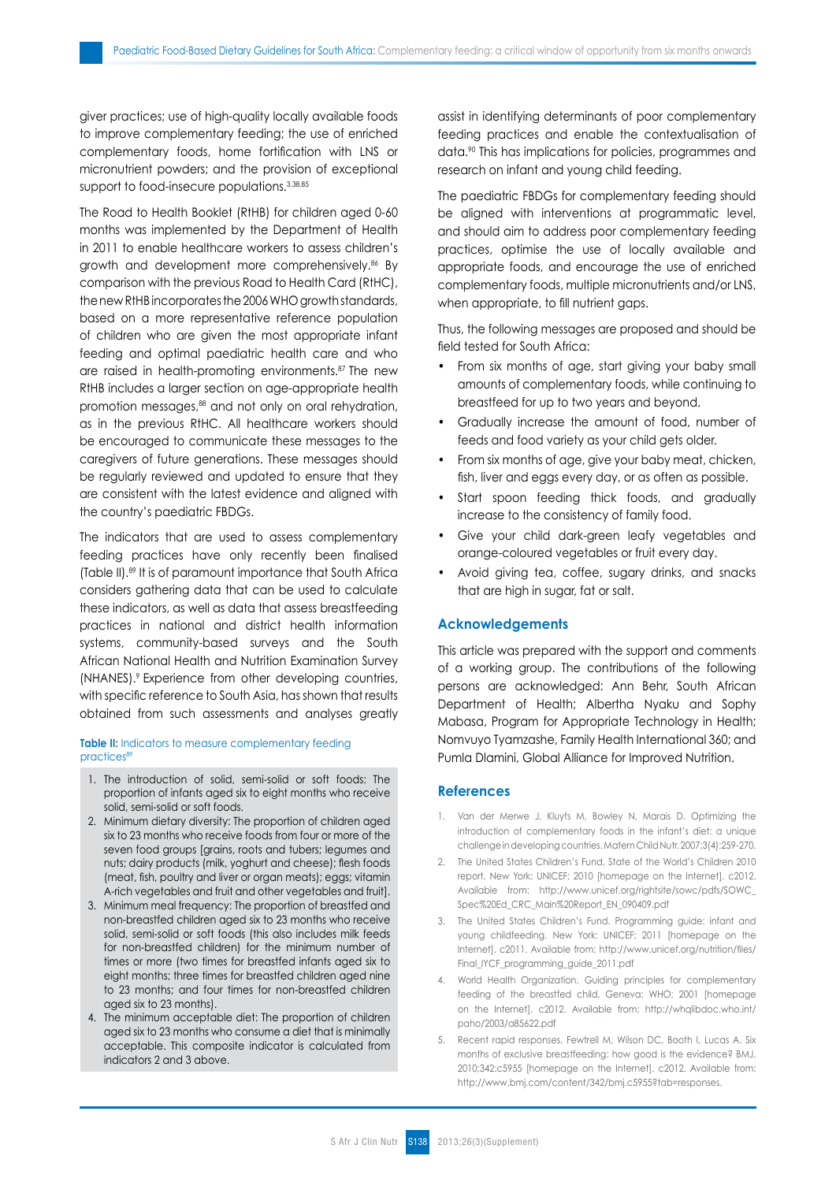giver practices; use of high-quality locally available foods to improve complementary feeding; the use of enriched complementary foods, home fortification with LNS or micronutrient powders; and the provision of exceptional support to food-insecure populations.[3,38,85]

The Road to Health Booklet (RtHB) for children aged 0-60 months was implemented by the Department of Health in 2011 to enable healthcare workers to assess children's growth and development more comprehensively.[86] By comparison with the previous Road to Health Card (RtHC), the new RtHB incorporates the 2006 WHO growth standards, based on a more representative reference population of children who are given the most appropriate infant feeding and optimal paediatric health care and who are raised in health-promoting environments.[87] The new RtHB includes a larger section on age-appropriate health promotion messages,[88] and not only on oral rehydration, as in the previous RtHC. All healthcare workers should be encouraged to communicate these messages to the caregivers of future generations. These messages should be regularly reviewed and updated to ensure that they are consistent with the latest evidence and aligned with the country's paediatric FBDGs.

The indicators that are used to assess complementary feeding practices have only recently been finalised (Table II).[89] It is of paramount importance that South Africa considers gathering data that can be used to calculate these indicators, as well as data that assess breastfeeding practices in national and district health information systems, community-based surveys and the South African National Health and Nutrition Examination Survey (NHANES).[9] Experience from other developing countries, with specific reference to South Asia, has shown that results obtained from such assessments and analyses greatly assist in identifying determinants of poor complementary feeding practices and enable the contextualisation of data.[90] This has implications for policies, programmes and research on infant and young child feeding.

**Table II:** Indicators to measure complementary feeding practices[89]

1. The introduction of solid, semi-solid or soft foods: The proportion of infants aged six to eight months who receive solid, semi-solid or soft foods.
2. Minimum dietary diversity: The proportion of children aged six to 23 months who receive foods from four or more of the seven food groups [grains, roots and tubers; legumes and nuts; dairy products (milk, yoghurt and cheese); flesh foods (meat, fish, poultry and liver or organ meats); eggs; vitamin A-rich vegetables and fruit and other vegetables and fruit].
3. Minimum meal frequency: The proportion of breastfed and non-breastfed children aged six to 23 months who receive solid, semi-solid or soft foods (this also includes milk feeds for non-breastfed children) for the minimum number of times or more (two times for breastfed infants aged six to eight months; three times for breastfed children aged nine to 23 months; and four times for non-breastfed children aged six to 23 months).
4. The minimum acceptable diet: The proportion of children aged six to 23 months who consume a diet that is minimally acceptable. This composite indicator is calculated from indicators 2 and 3 above.

The paediatric FBDGs for complementary feeding should be aligned with interventions at programmatic level, and should aim to address poor complementary feeding practices, optimise the use of locally available and appropriate foods, and encourage the use of enriched complementary foods, multiple micronutrients and/or LNS, when appropriate, to fill nutrient gaps.

Thus, the following messages are proposed and should be field tested for South Africa:

- From six months of age, start giving your baby small amounts of complementary foods, while continuing to breastfeed for up to two years and beyond.
- Gradually increase the amount of food, number of feeds and food variety as your child gets older.
- From six months of age, give your baby meat, chicken, fish, liver and eggs every day, or as often as possible.
- Start spoon feeding thick foods, and gradually increase to the consistency of family food.
- Give your child dark-green leafy vegetables and orange-coloured vegetables or fruit every day.
- Avoid giving tea, coffee, sugary drinks, and snacks that are high in sugar, fat or salt.

## Acknowledgements

This article was prepared with the support and comments of a working group. The contributions of the following persons are acknowledged: Ann Behr, South African Department of Health; Albertha Nyaku and Sophy Mabasa, Program for Appropriate Technology in Health; Nomvuyo Tyamzashe, Family Health International 360; and Pumla Dlamini, Global Alliance for Improved Nutrition.

## References

1. Van der Merwe J, Kluyts M, Bowley N, Marais D. Optimizing the introduction of complementary foods in the infant's diet: a unique challenge in developing countries. Matern Child Nutr. 2007;3(4):259-270.
2. The United States Children's Fund. State of the World's Children 2010 report. New York: UNICEF; 2010 [homepage on the Internet]. c2012. Available from: http://www.unicef.org/rightsite/sowc/pdfs/SOWC_Spec%20Ed_CRC_Main%20Report_EN_090409.pdf
3. The United States Children's Fund. Programming guide: infant and young childfeeding. New York: UNICEF; 2011 [homepage on the Internet]. c2011. Available from: http://www.unicef.org/nutrition/files/Final_IYCF_programming_guide_2011.pdf
4. World Health Organization. Guiding principles for complementary feeding of the breastfed child. Geneva: WHO; 2001 [homepage on the Internet]. c2012. Available from: http://whqlibdoc.who.int/paho/2003/a85622.pdf
5. Recent rapid responses. Fewtrell M, Wilson DC, Booth I, Lucas A. Six months of exclusive breastfeeding: how good is the evidence? BMJ. 2010;342:c5955 [homepage on the Internet]. c2012. Available from: http://www.bmj.com/content/342/bmj.c5955?tab=responses.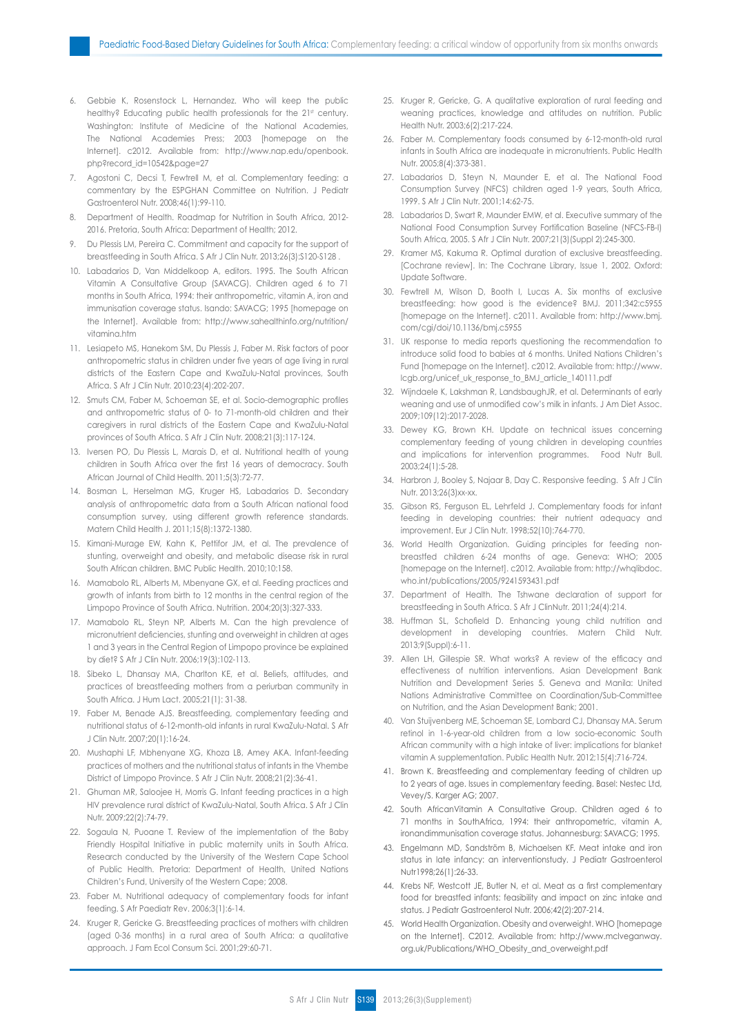6. Gebbie K, Rosenstock L, Hernandez. Who will keep the public healthy? Educating public health professionals for the 21st century. Washington: Institute of Medicine of the National Academies, The National Academies Press; 2003 [homepage on the Internet]. c2012. Available from: http://www.nap.edu/openbook.php?record_id=10542&page=27
7. Agostoni C, Decsi T, Fewtrell M, et al. Complementary feeding: a commentary by the ESPGHAN Committee on Nutrition. J Pediatr Gastroenterol Nutr. 2008;46(1):99-110.
8. Department of Health. Roadmap for Nutrition in South Africa, 2012-2016. Pretoria, South Africa: Department of Health; 2012.
9. Du Plessis LM, Pereira C. Commitment and capacity for the support of breastfeeding in South Africa. S Afr J Clin Nutr. 2013;26(3):S120-S128 .
10. Labadarios D, Van Middelkoop A, editors. 1995. The South African Vitamin A Consultative Group (SAVACG). Children aged 6 to 71 months in South Africa, 1994: their anthropometric, vitamin A, iron and immunisation coverage status. Isando: SAVACG; 1995 [homepage on the Internet]. Available from: http://www.sahealthinfo.org/nutrition/vitamina.htm
11. Lesiapeto MS, Hanekom SM, Du Plessis J, Faber M. Risk factors of poor anthropometric status in children under five years of age living in rural districts of the Eastern Cape and KwaZulu-Natal provinces, South Africa. S Afr J Clin Nutr. 2010;23(4):202-207.
12. Smuts CM, Faber M, Schoeman SE, et al. Socio-demographic profiles and anthropometric status of 0- to 71-month-old children and their caregivers in rural districts of the Eastern Cape and KwaZulu-Natal provinces of South Africa. S Afr J Clin Nutr. 2008;21(3):117-124.
13. Iversen PO, Du Plessis L, Marais D, et al. Nutritional health of young children in South Africa over the first 16 years of democracy. South African Journal of Child Health. 2011;5(3):72-77.
14. Bosman L, Herselman MG, Kruger HS, Labadarios D. Secondary analysis of anthropometric data from a South African national food consumption survey, using different growth reference standards. Matern Child Health J. 2011;15(8):1372-1380.
15. Kimani-Murage EW, Kahn K, Pettifor JM, et al. The prevalence of stunting, overweight and obesity, and metabolic disease risk in rural South African children. BMC Public Health. 2010;10:158.
16. Mamabolo RL, Alberts M, Mbenyane GX, et al. Feeding practices and growth of infants from birth to 12 months in the central region of the Limpopo Province of South Africa. Nutrition. 2004;20(3):327-333.
17. Mamabolo RL, Steyn NP, Alberts M. Can the high prevalence of micronutrient deficiencies, stunting and overweight in children at ages 1 and 3 years in the Central Region of Limpopo province be explained by diet? S Afr J Clin Nutr. 2006;19(3):102-113.
18. Sibeko L, Dhansay MA, Charlton KE, et al. Beliefs, attitudes, and practices of breastfeeding mothers from a periurban community in South Africa. J Hum Lact. 2005;21(1): 31-38.
19. Faber M, Benade AJS. Breastfeeding, complementary feeding and nutritional status of 6-12-month-old infants in rural KwaZulu-Natal. S Afr J Clin Nutr. 2007;20(1):16-24.
20. Mushaphi LF, Mbhenyane XG, Khoza LB, Amey AKA. Infant-feeding practices of mothers and the nutritional status of infants in the Vhembe District of Limpopo Province. S Afr J Clin Nutr. 2008;21(2):36-41.
21. Ghuman MR, Saloojee H, Morris G. Infant feeding practices in a high HIV prevalence rural district of KwaZulu-Natal, South Africa. S Afr J Clin Nutr. 2009;22(2):74-79.
22. Sogaula N, Puoane T. Review of the implementation of the Baby Friendly Hospital Initiative in public maternity units in South Africa. Research conducted by the University of the Western Cape School of Public Health. Pretoria: Department of Health, United Nations Children's Fund, University of the Western Cape; 2008.
23. Faber M. Nutritional adequacy of complementary foods for infant feeding. S Afr Paediatr Rev. 2006;3(1):6-14.
24. Kruger R, Gericke G. Breastfeeding practices of mothers with children (aged 0-36 months) in a rural area of South Africa: a qualitative approach. J Fam Ecol Consum Sci. 2001;29:60-71.
25. Kruger R, Gericke, G. A qualitative exploration of rural feeding and weaning practices, knowledge and attitudes on nutrition. Public Health Nutr. 2003;6(2):217-224.
26. Faber M. Complementary foods consumed by 6-12-month-old rural infants in South Africa are inadequate in micronutrients. Public Health Nutr. 2005;8(4):373-381.
27. Labadarios D, Steyn N, Maunder E, et al. The National Food Consumption Survey (NFCS) children aged 1-9 years, South Africa, 1999. S Afr J Clin Nutr. 2001;14:62-75.
28. Labadarios D, Swart R, Maunder EMW, et al. Executive summary of the National Food Consumption Survey Fortification Baseline (NFCS-FB-I) South Africa, 2005. S Afr J Clin Nutr. 2007;21(3)(Suppl 2):245-300.
29. Kramer MS, Kakuma R. Optimal duration of exclusive breastfeeding. [Cochrane review]. In: The Cochrane Library, Issue 1, 2002. Oxford: Update Software.
30. Fewtrell M, Wilson D, Booth I, Lucas A. Six months of exclusive breastfeeding: how good is the evidence? BMJ. 2011;342:c5955 [homepage on the Internet]. c2011. Available from: http://www.bmj.com/cgi/doi/10.1136/bmj.c5955
31. UK response to media reports questioning the recommendation to introduce solid food to babies at 6 months. United Nations Children's Fund [homepage on the Internet]. c2012. Available from: http://www.lcgb.org/unicef_uk_response_to_BMJ_article_140111.pdf
32. Wijndaele K, Lakshman R, LandsbaughJR, et al. Determinants of early weaning and use of unmodified cow's milk in infants. J Am Diet Assoc. 2009;109(12):2017-2028.
33. Dewey KG, Brown KH. Update on technical issues concerning complementary feeding of young children in developing countries and implications for intervention programmes. Food Nutr Bull. 2003;24(1):5-28.
34. Harbron J, Booley S, Najaar B, Day C. Responsive feeding. S Afr J Clin Nutr. 2013;26(3)xx-xx.
35. Gibson RS, Ferguson EL, Lehrfeld J. Complementary foods for infant feeding in developing countries: their nutrient adequacy and improvement. Eur J Clin Nutr. 1998;52(10):764-770.
36. World Health Organization. Guiding principles for feeding non-breastfed children 6-24 months of age. Geneva: WHO; 2005 [homepage on the Internet]. c2012. Available from: http://whqlibdoc.who.int/publications/2005/9241593431.pdf
37. Department of Health. The Tshwane declaration of support for breastfeeding in South Africa. S Afr J ClinNutr. 2011;24(4):214.
38. Huffman SL, Schofield D. Enhancing young child nutrition and development in developing countries. Matern Child Nutr. 2013;9(Suppl):6-11.
39. Allen LH, Gillespie SR. What works? A review of the efficacy and effectiveness of nutrition interventions. Asian Development Bank Nutrition and Development Series 5. Geneva and Manila: United Nations Administrative Committee on Coordination/Sub-Committee on Nutrition, and the Asian Development Bank; 2001.
40. Van Stuijvenberg ME, Schoeman SE, Lombard CJ, Dhansay MA. Serum retinol in 1-6-year-old children from a low socio-economic South African community with a high intake of liver: implications for blanket vitamin A supplementation. Public Health Nutr. 2012;15(4):716-724.
41. Brown K. Breastfeeding and complementary feeding of children up to 2 years of age. Issues in complementary feeding. Basel: Nestec Ltd, Vevey/S. Karger AG; 2007.
42. South AfricanVitamin A Consultative Group. Children aged 6 to 71 months in SouthAfrica, 1994: their anthropometric, vitamin A, ironandimmunisation coverage status. Johannesburg: SAVACG; 1995.
43. Engelmann MD, Sandström B, Michaelsen KF. Meat intake and iron status in late infancy: an interventionstudy. J Pediatr Gastroenterol Nutr1998;26(1):26-33.
44. Krebs NF, Westcott JE, Butler N, et al. Meat as a first complementary food for breastfed infants: feasibility and impact on zinc intake and status. J Pediatr Gastroenterol Nutr. 2006;42(2):207-214.
45. World Health Organization. Obesity and overweight. WHO [homepage on the Internet]. C2012. Available from: http://www.mclveganway.org.uk/Publications/WHO_Obesity_and_overweight.pdf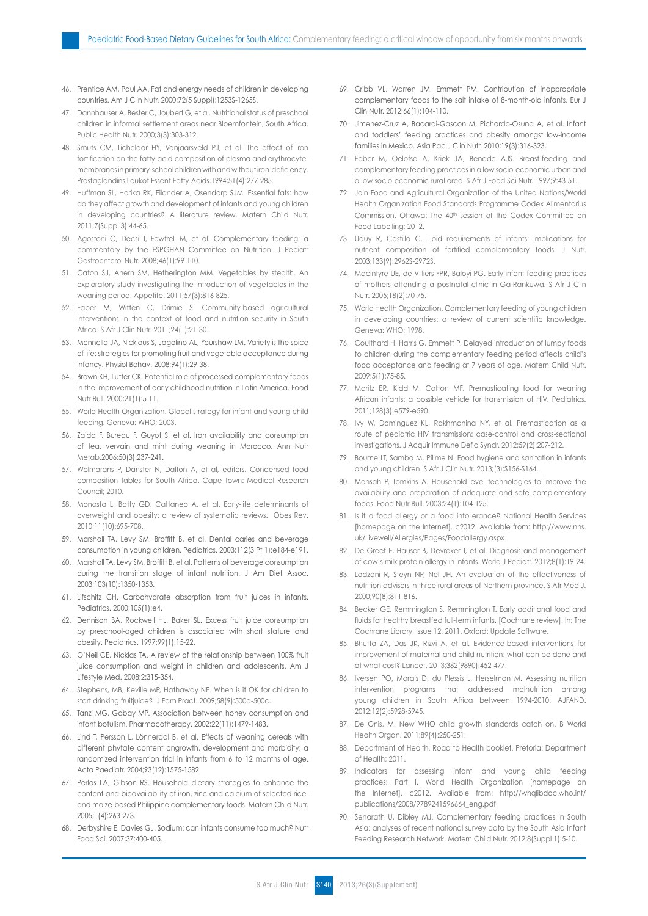46. Prentice AM, Paul AA. Fat and energy needs of children in developing countries. Am J Clin Nutr. 2000;72(5 Suppl):1253S-1265S.
47. Dannhauser A, Bester C, Joubert G, et al. Nutritional status of preschool children in informal settlement areas near Bloemfontein, South Africa. Public Health Nutr. 2000;3(3):303-312.
48. Smuts CM, Tichelaar HY, Vanjaarsveld PJ, et al. The effect of iron fortification on the fatty-acid composition of plasma and erythrocyte-membranes in primary-school children with and without iron-deficiency. Prostaglandins Leukot Essent Fatty Acids.1994;51(4):277-285.
49. Huffman SL, Harika RK, Eilander A, Osendorp SJM. Essential fats: how do they affect growth and development of infants and young children in developing countries? A literature review. Matern Child Nutr. 2011;7(Suppl 3):44-65.
50. Agostoni C, Decsi T, Fewtrell M, et al. Complementary feeding: a commentary by the ESPGHAN Committee on Nutrition. J Pediatr Gastroenterol Nutr. 2008;46(1):99-110.
51. Caton SJ, Ahern SM, Hetherington MM. Vegetables by stealth. An exploratory study investigating the introduction of vegetables in the weaning period. Appetite. 2011;57(3):816-825.
52. Faber M, Witten C, Drimie S. Community-based agricultural interventions in the context of food and nutrition security in South Africa. S Afr J Clin Nutr. 2011;24(1):21-30.
53. Mennella JA, Nicklaus S, Jagolino AL, Yourshaw LM. Variety is the spice of life: strategies for promoting fruit and vegetable acceptance during infancy. Physiol Behav. 2008;94(1):29-38.
54. Brown KH, Lutter CK. Potential role of processed complementary foods in the improvement of early childhood nutrition in Latin America. Food Nutr Bull. 2000;21(1):5-11.
55. World Health Organization. Global strategy for infant and young child feeding. Geneva: WHO; 2003.
56. Zaida F, Bureau F, Guyot S, et al. Iron availability and consumption of tea, vervain and mint during weaning in Morocco. Ann Nutr Metab.2006;50(3):237-241.
57. Wolmarans P, Danster N, Dalton A, et al, editors. Condensed food composition tables for South Africa. Cape Town: Medical Research Council; 2010.
58. Monasta L, Batty GD, Cattaneo A, et al. Early-life determinants of overweight and obesity: a review of systematic reviews. Obes Rev. 2010;11(10):695-708.
59. Marshall TA, Levy SM, Broffitt B, et al. Dental caries and beverage consumption in young children. Pediatrics. 2003;112(3 Pt 1):e184-e191.
60. Marshall TA, Levy SM, Broffitt B, et al. Patterns of beverage consumption during the transition stage of infant nutrition. J Am Diet Assoc. 2003;103(10):1350-1353.
61. Lifschitz CH. Carbohydrate absorption from fruit juices in infants. Pediatrics. 2000;105(1):e4.
62. Dennison BA, Rockwell HL, Baker SL. Excess fruit juice consumption by preschool-aged children is associated with short stature and obesity. Pediatrics. 1997;99(1):15-22.
63. O'Neil CE, Nicklas TA. A review of the relationship between 100% fruit juice consumption and weight in children and adolescents. Am J Lifestyle Med. 2008;2:315-354.
64. Stephens, MB, Keville MP, Hathaway NE. When is it OK for children to start drinking fruitjuice? J Fam Pract. 2009;58(9):500a-500c.
65. Tanzi MG, Gabay MP. Association between honey consumption and infant botulism. Pharmacotherapy. 2002;22(11):1479-1483.
66. Lind T, Persson L, Lönnerdal B, et al. Effects of weaning cereals with different phytate content ongrowth, development and morbidity: a randomized intervention trial in infants from 6 to 12 months of age. Acta Paediatr. 2004;93(12):1575-1582.
67. Perlas LA, Gibson RS. Household dietary strategies to enhance the content and bioavailability of iron, zinc and calcium of selected rice- and maize-based Philippine complementary foods. Matern Child Nutr. 2005;1(4):263-273.
68. Derbyshire E, Davies GJ. Sodium: can infants consume too much? Nutr Food Sci. 2007;37:400-405.
69. Cribb VL, Warren JM, Emmett PM. Contribution of inappropriate complementary foods to the salt intake of 8-month-old infants. Eur J Clin Nutr. 2012;66(1):104-110.
70. Jimenez-Cruz A, Bacardi-Gascon M, Pichardo-Osuna A, et al. Infant and toddlers' feeding practices and obesity amongst low-income families in Mexico. Asia Pac J Clin Nutr. 2010;19(3):316-323.
71. Faber M, Oelofse A, Kriek JA, Benade AJS. Breast-feeding and complementary feeding practices in a low socio-economic urban and a low socio-economic rural area. S Afr J Food Sci Nutr. 1997;9:43-51.
72. Join Food and Agricultural Organization of the United Nations/World Health Organization Food Standards Programme Codex Alimentarius Commission. Ottawa: The 40th session of the Codex Committee on Food Labelling; 2012.
73. Uauy R, Castillo C. Lipid requirements of infants: implications for nutrient composition of fortified complementary foods. J Nutr. 2003;133(9):2962S-2972S.
74. MacIntyre UE, de Villiers FPR, Baloyi PG. Early infant feeding practices of mothers attending a postnatal clinic in Ga-Rankuwa. S Afr J Clin Nutr. 2005;18(2):70-75.
75. World Health Organization. Complementary feeding of young children in developing countries: a review of current scientific knowledge. Geneva: WHO; 1998.
76. Coulthard H, Harris G, Emmett P. Delayed introduction of lumpy foods to children during the complementary feeding period affects child's food acceptance and feeding at 7 years of age. Matern Child Nutr. 2009;5(1):75-85.
77. Maritz ER, Kidd M, Cotton MF. Premasticating food for weaning African infants: a possible vehicle for transmission of HIV. Pediatrics. 2011;128(3):e579-e590.
78. Ivy W, Dominguez KL, Rakhmanina NY, et al. Premastication as a route of pediatric HIV transmission: case-control and cross-sectional investigations. J Acquir Immune Defic Syndr. 2012;59(2):207-212.
79. Bourne LT, Sambo M, Pilime N. Food hygiene and sanitation in infants and young children. S Afr J Clin Nutr. 2013;(3):S156-S164.
80. Mensah P, Tomkins A. Household-level technologies to improve the availability and preparation of adequate and safe complementary foods. Food Nutr Bull. 2003;24(1):104-125.
81. Is it a food allergy or a food intolerance? National Health Services [homepage on the Internet]. c2012. Available from: http://www.nhs.uk/Livewell/Allergies/Pages/Foodallergy.aspx
82. De Greef E, Hauser B, Devreker T, et al. Diagnosis and management of cow's milk protein allergy in infants. World J Pediatr. 2012;8(1):19-24.
83. Ladzani R, Steyn NP, Nel JH. An evaluation of the effectiveness of nutrition advisers in three rural areas of Northern province. S Afr Med J. 2000;90(8):811-816.
84. Becker GE, Remmington S, Remmington T. Early additional food and fluids for healthy breastfed full-term infants. [Cochrane review]. In: The Cochrane Library, Issue 12, 2011. Oxford: Update Software.
85. Bhutta ZA, Das JK, Rizvi A, et al. Evidence-based interventions for improvement of maternal and child nutrition: what can be done and at what cost? Lancet. 2013;382(9890):452-477.
86. Iversen PO, Marais D, du Plessis L, Herselman M. Assessing nutrition intervention programs that addressed malnutrition among young children in South Africa between 1994-2010. AJFAND. 2012;12(2):5928-5945.
87. De Onis, M. New WHO child growth standards catch on. B World Health Organ. 2011;89(4):250-251.
88. Department of Health. Road to Health booklet. Pretoria: Department of Health; 2011.
89. Indicators for assessing infant and young child feeding practices: Part I. World Health Organization [homepage on the Internet]. c2012. Available from: http://whqlibdoc.who.int/publications/2008/9789241596664_eng.pdf
90. Senarath U, Dibley MJ. Complementary feeding practices in South Asia: analyses of recent national survey data by the South Asia Infant Feeding Research Network. Matern Child Nutr. 2012;8(Suppl 1):5-10.